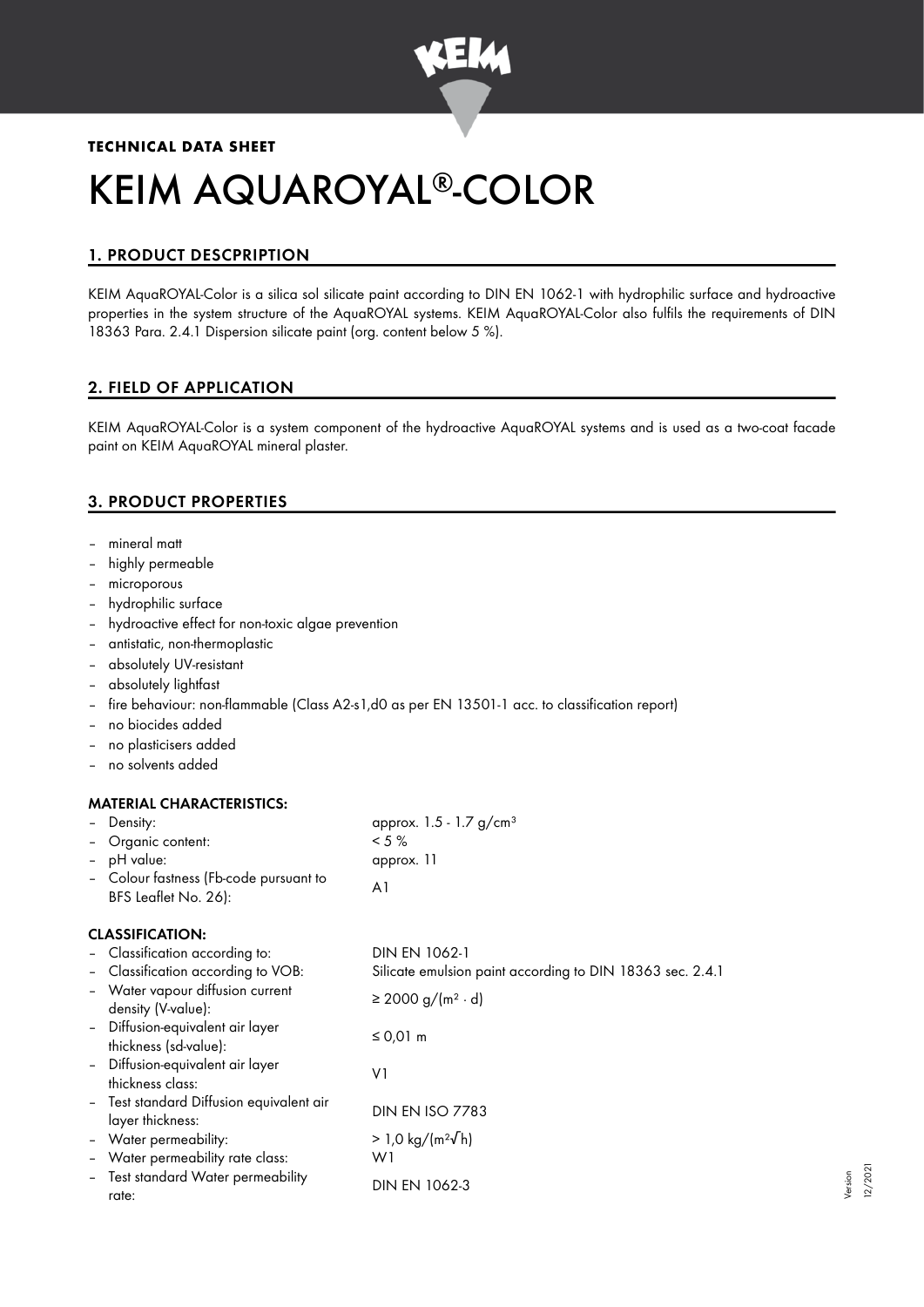**TECHNICAL DATA SHEET**

# KEIM AQUAROYAL®-COLOR

## 1. PRODUCT DESCPRIPTION

KEIM AquaROYAL-Color is a silica sol silicate paint according to DIN EN 1062-1 with hydrophilic surface and hydroactive properties in the system structure of the AquaROYAL systems. KEIM AquaROYAL-Color also fulfils the requirements of DIN 18363 Para. 2.4.1 Dispersion silicate paint (org. content below 5 %).

## 2. FIELD OF APPLICATION

KEIM AquaROYAL-Color is a system component of the hydroactive AquaROYAL systems and is used as a two-coat facade paint on KEIM AquaROYAL mineral plaster.

## 3. PRODUCT PROPERTIES

- mineral matt
- highly permeable
- microporous
- hydrophilic surface
- hydroactive effect for non-toxic algae prevention
- antistatic, non-thermoplastic
- absolutely UV-resistant
- absolutely lightfast
- fire behaviour: non-flammable (Class A2-s1,d0 as per EN 13501-1 acc. to classification report)
- no biocides added
- no plasticisers added
- no solvents added

### MATERIAL CHARACTERISTICS:

| | |
|---|---|
| – Density: | approx. 1.5 - 1.7 g/cm³ |
| – Organic content: | < 5 % |
| – pH value: | approx. 11 |
| – Colour fastness (Fb-code pursuant to BFS Leaflet No. 26): | A1 |

### CLASSIFICATION:

| | |
|---|---|
| – Classification according to: | DIN EN 1062-1 |
| – Classification according to VOB: | Silicate emulsion paint according to DIN 18363 sec. 2.4.1 |
| – Water vapour diffusion current density (V-value): | ≥ 2000 g/(m² · d) |
| – Diffusion-equivalent air layer thickness (sd-value): | ≤ 0,01 m |
| – Diffusion-equivalent air layer thickness class: | V1 |
| – Test standard Diffusion equivalent air layer thickness: | DIN EN ISO 7783 |
| – Water permeability: | > 1,0 kg/(m²√h) |
| – Water permeability rate class: | W1 |
| – Test standard Water permeability rate: | DIN EN 1062-3 |

Version 12/2021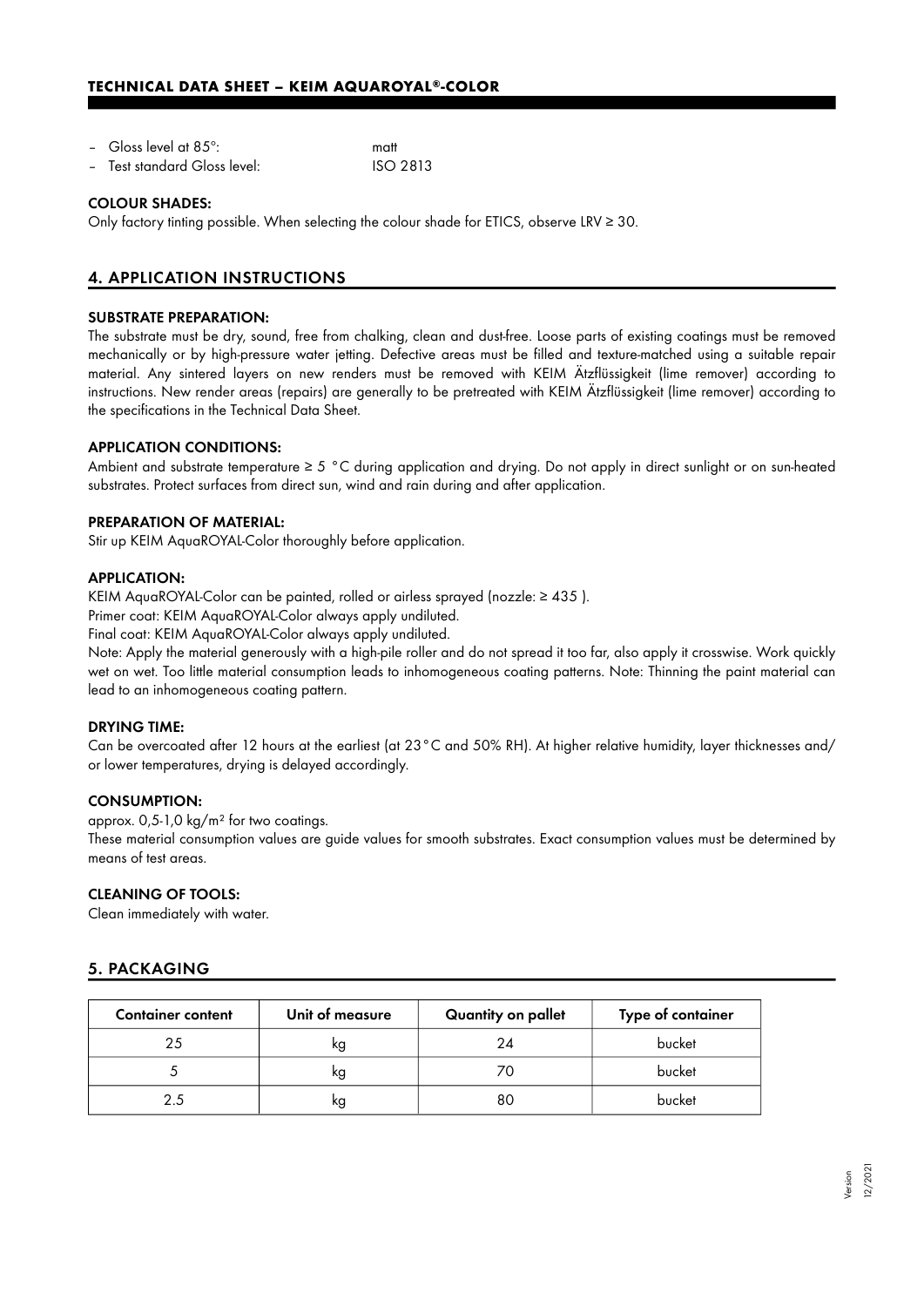- Gloss level at 85°: matt
- Test standard Gloss level: ISO 2813

**COLOUR SHADES:**

Only factory tinting possible. When selecting the colour shade for ETICS, observe LRV ≥ 30.

## 4. APPLICATION INSTRUCTIONS

**SUBSTRATE PREPARATION:**

The substrate must be dry, sound, free from chalking, clean and dust-free. Loose parts of existing coatings must be removed mechanically or by high-pressure water jetting. Defective areas must be filled and texture-matched using a suitable repair material. Any sintered layers on new renders must be removed with KEIM Ätzflüssigkeit (lime remover) according to instructions. New render areas (repairs) are generally to be pretreated with KEIM Ätzflüssigkeit (lime remover) according to the specifications in the Technical Data Sheet.

**APPLICATION CONDITIONS:**

Ambient and substrate temperature ≥ 5 °C during application and drying. Do not apply in direct sunlight or on sun-heated substrates. Protect surfaces from direct sun, wind and rain during and after application.

**PREPARATION OF MATERIAL:**

Stir up KEIM AquaROYAL-Color thoroughly before application.

**APPLICATION:**

KEIM AquaROYAL-Color can be painted, rolled or airless sprayed (nozzle: ≥ 435 ).
Primer coat: KEIM AquaROYAL-Color always apply undiluted.
Final coat: KEIM AquaROYAL-Color always apply undiluted.
Note: Apply the material generously with a high-pile roller and do not spread it too far, also apply it crosswise. Work quickly wet on wet. Too little material consumption leads to inhomogeneous coating patterns. Note: Thinning the paint material can lead to an inhomogeneous coating pattern.

**DRYING TIME:**

Can be overcoated after 12 hours at the earliest (at 23 °C and 50% RH). At higher relative humidity, layer thicknesses and/or lower temperatures, drying is delayed accordingly.

**CONSUMPTION:**

approx. 0,5-1,0 kg/m² for two coatings.
These material consumption values are guide values for smooth substrates. Exact consumption values must be determined by means of test areas.

**CLEANING OF TOOLS:**

Clean immediately with water.

## 5. PACKAGING

| Container content | Unit of measure | Quantity on pallet | Type of container |
|---|---|---|---|
| 25 | kg | 24 | bucket |
| 5 | kg | 70 | bucket |
| 2.5 | kg | 80 | bucket |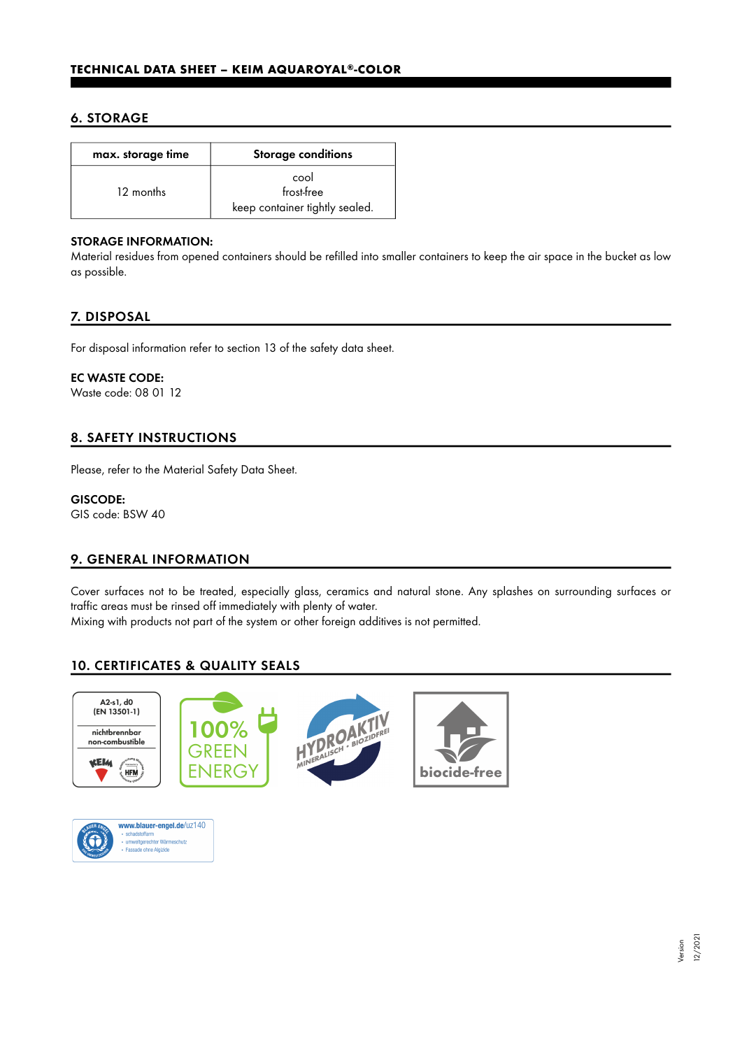## 6. STORAGE

| max. storage time | Storage conditions |
|---|---|
| 12 months | cool<br>frost-free<br>keep container tightly sealed. |

**STORAGE INFORMATION:**
Material residues from opened containers should be refilled into smaller containers to keep the air space in the bucket as low as possible.

## 7. DISPOSAL

For disposal information refer to section 13 of the safety data sheet.

**EC WASTE CODE:**
Waste code: 08 01 12

## 8. SAFETY INSTRUCTIONS

Please, refer to the Material Safety Data Sheet.

**GISCODE:**
GIS code: BSW 40

## 9. GENERAL INFORMATION

Cover surfaces not to be treated, especially glass, ceramics and natural stone. Any splashes on surrounding surfaces or traffic areas must be rinsed off immediately with plenty of water.
Mixing with products not part of the system or other foreign additives is not permitted.

## 10. CERTIFICATES & QUALITY SEALS

A2-s1, d0 (EN 13501-1)
nichtbrennbar
non-combustible

100% GREEN ENERGY

HYDROAKTIV MINERALISCH • BIOZIDFREI

biocide-free

www.blauer-engel.de/uz140
- schadstoffarm
- umweltgerechter Wärmeschutz
- Fassade ohne Algizide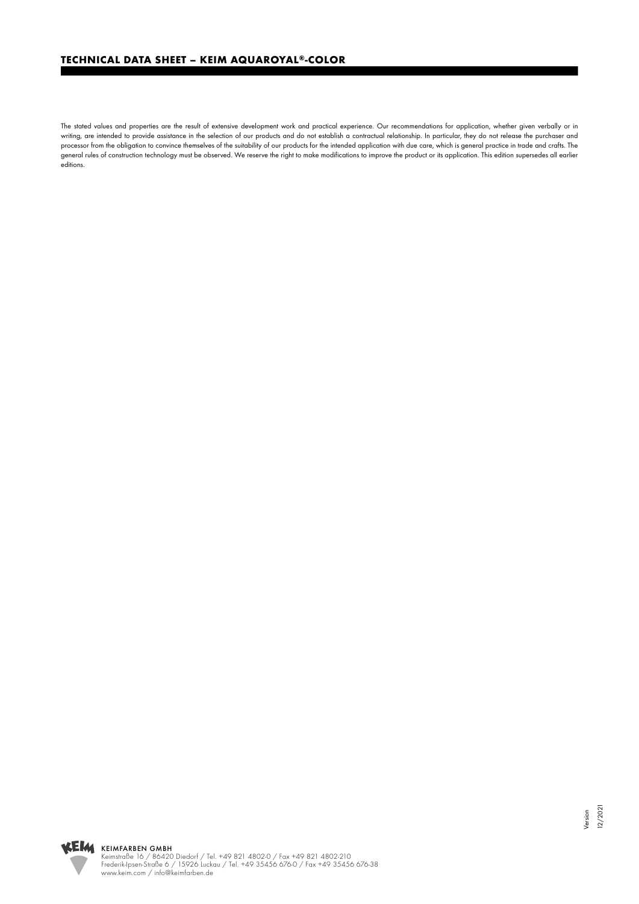The stated values and properties are the result of extensive development work and practical experience. Our recommendations for application, whether given verbally or in writing, are intended to provide assistance in the selection of our products and do not establish a contractual relationship. In particular, they do not release the purchaser and processor from the obligation to convince themselves of the suitability of our products for the intended application with due care, which is general practice in trade and crafts. The general rules of construction technology must be observed. We reserve the right to make modifications to improve the product or its application. This edition supersedes all earlier editions.

KEIMFARBEN GMBH
Keimstraße 16 / 86420 Diedorf / Tel. +49 821 4802-0 / Fax +49 821 4802-210
Frederik-Ipsen-Straße 6 / 15926 Luckau / Tel. +49 35456 676-0 / Fax +49 35456 676-38
www.keim.com / info@keimfarben.de

Version 12/2021